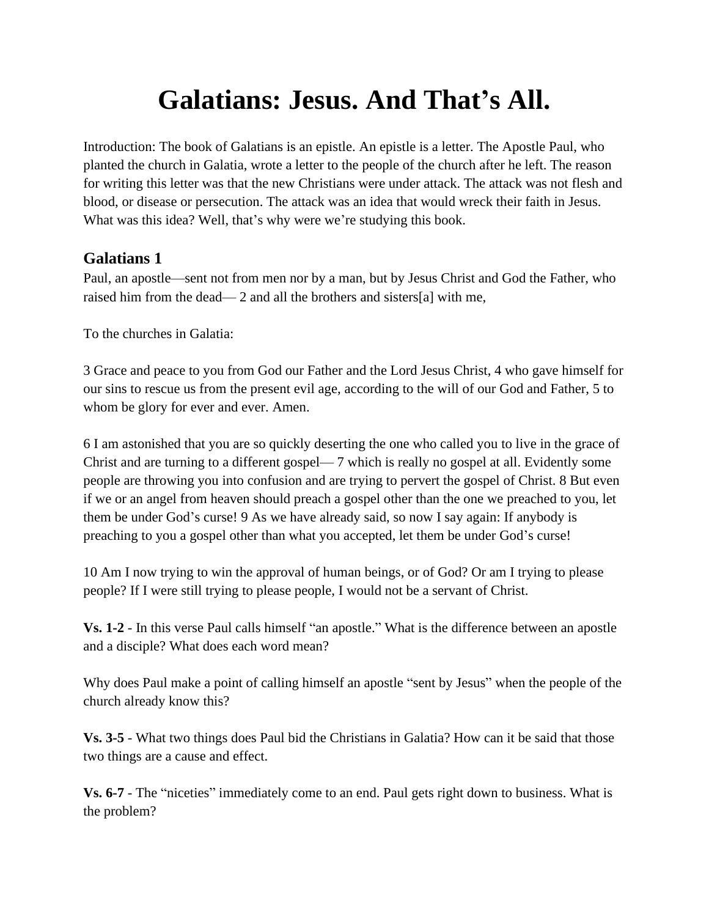# Galatians: Jesus. And That's All.

Introduction: The book of Galatians is an epistle. An epistle is a letter. The Apostle Paul, who planted the church in Galatia, wrote a letter to the people of the church after he left. The reason for writing this letter was that the new Christians were under attack. The attack was not flesh and blood, or disease or persecution. The attack was an idea that would wreck their faith in Jesus. What was this idea? Well, that's why were we're studying this book.

## Galatians 1

Paul, an apostle—sent not from men nor by a man, but by Jesus Christ and God the Father, who raised him from the dead— 2 and all the brothers and sisters[a] with me,

To the churches in Galatia:

3 Grace and peace to you from God our Father and the Lord Jesus Christ, 4 who gave himself for our sins to rescue us from the present evil age, according to the will of our God and Father, 5 to whom be glory for ever and ever. Amen.

6 I am astonished that you are so quickly deserting the one who called you to live in the grace of Christ and are turning to a different gospel— 7 which is really no gospel at all. Evidently some people are throwing you into confusion and are trying to pervert the gospel of Christ. 8 But even if we or an angel from heaven should preach a gospel other than the one we preached to you, let them be under God's curse! 9 As we have already said, so now I say again: If anybody is preaching to you a gospel other than what you accepted, let them be under God's curse!

10 Am I now trying to win the approval of human beings, or of God? Or am I trying to please people? If I were still trying to please people, I would not be a servant of Christ.

**Vs. 1-2** - In this verse Paul calls himself "an apostle." What is the difference between an apostle and a disciple? What does each word mean?

Why does Paul make a point of calling himself an apostle "sent by Jesus" when the people of the church already know this?

**Vs. 3-5** - What two things does Paul bid the Christians in Galatia? How can it be said that those two things are a cause and effect.

**Vs. 6-7** - The "niceties" immediately come to an end. Paul gets right down to business. What is the problem?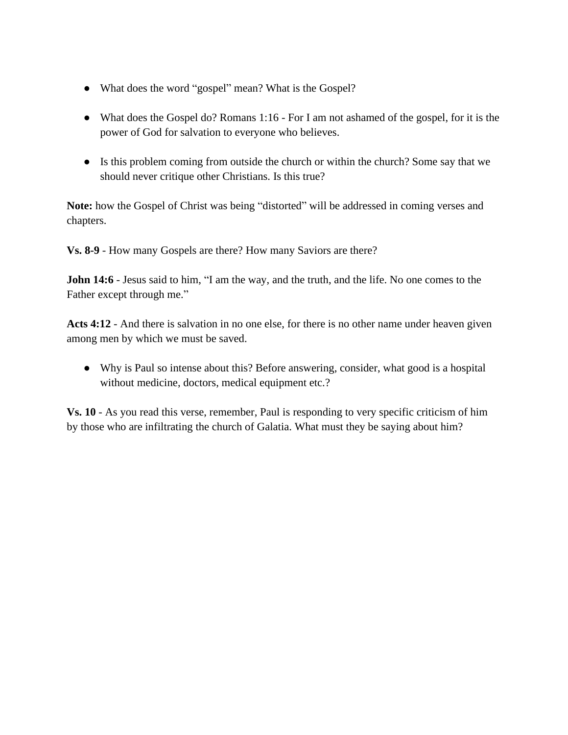- What does the word "gospel" mean? What is the Gospel?

- What does the Gospel do? Romans 1:16 - For I am not ashamed of the gospel, for it is the power of God for salvation to everyone who believes.

- Is this problem coming from outside the church or within the church? Some say that we should never critique other Christians. Is this true?

**Note:** how the Gospel of Christ was being "distorted" will be addressed in coming verses and chapters.

**Vs. 8-9** - How many Gospels are there? How many Saviors are there?

**John 14:6** - Jesus said to him, "I am the way, and the truth, and the life. No one comes to the Father except through me."

**Acts 4:12** - And there is salvation in no one else, for there is no other name under heaven given among men by which we must be saved.

- Why is Paul so intense about this? Before answering, consider, what good is a hospital without medicine, doctors, medical equipment etc.?

**Vs. 10** - As you read this verse, remember, Paul is responding to very specific criticism of him by those who are infiltrating the church of Galatia. What must they be saying about him?